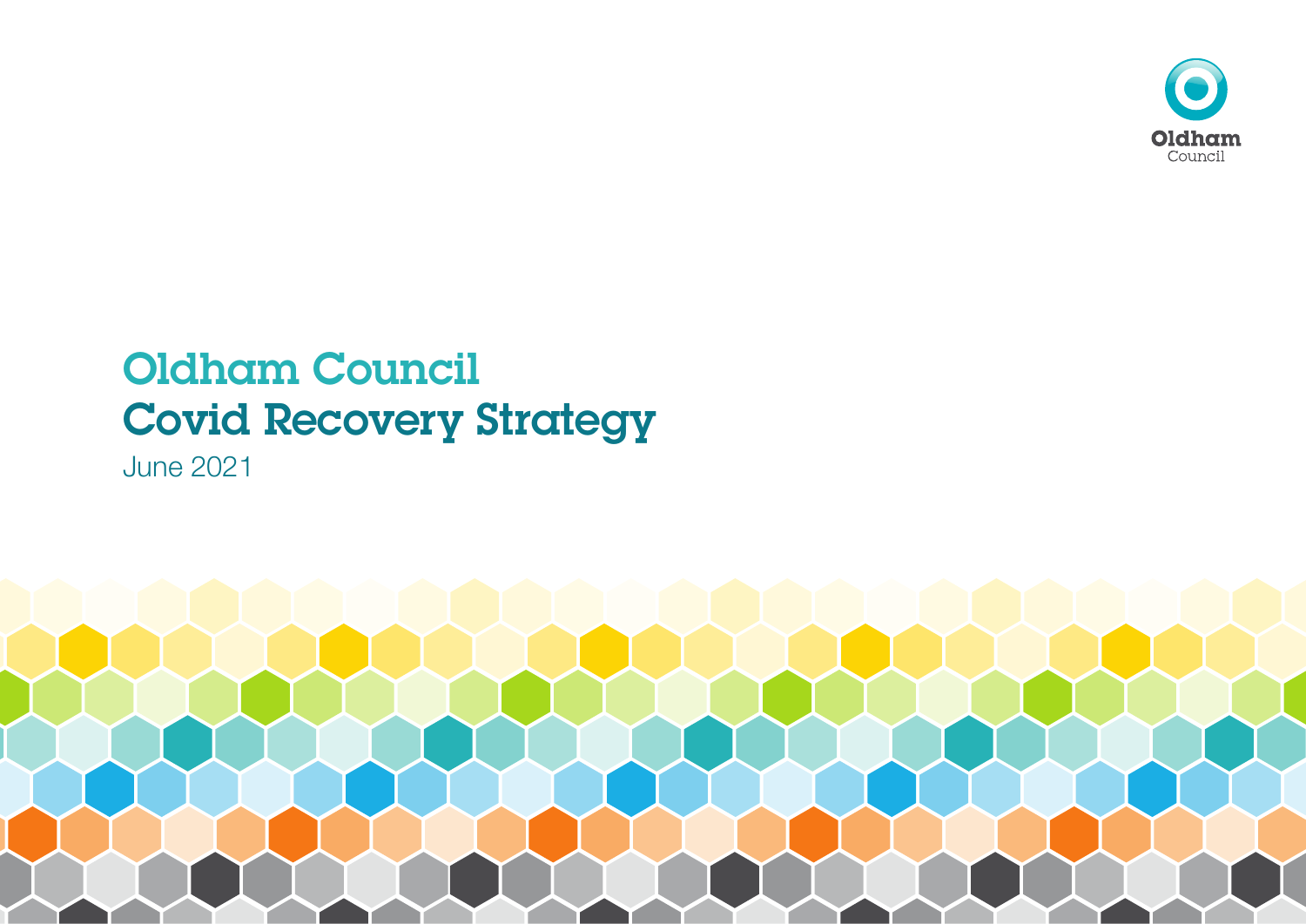Oldham Council

# Oldham Council
# Covid Recovery Strategy

June 2021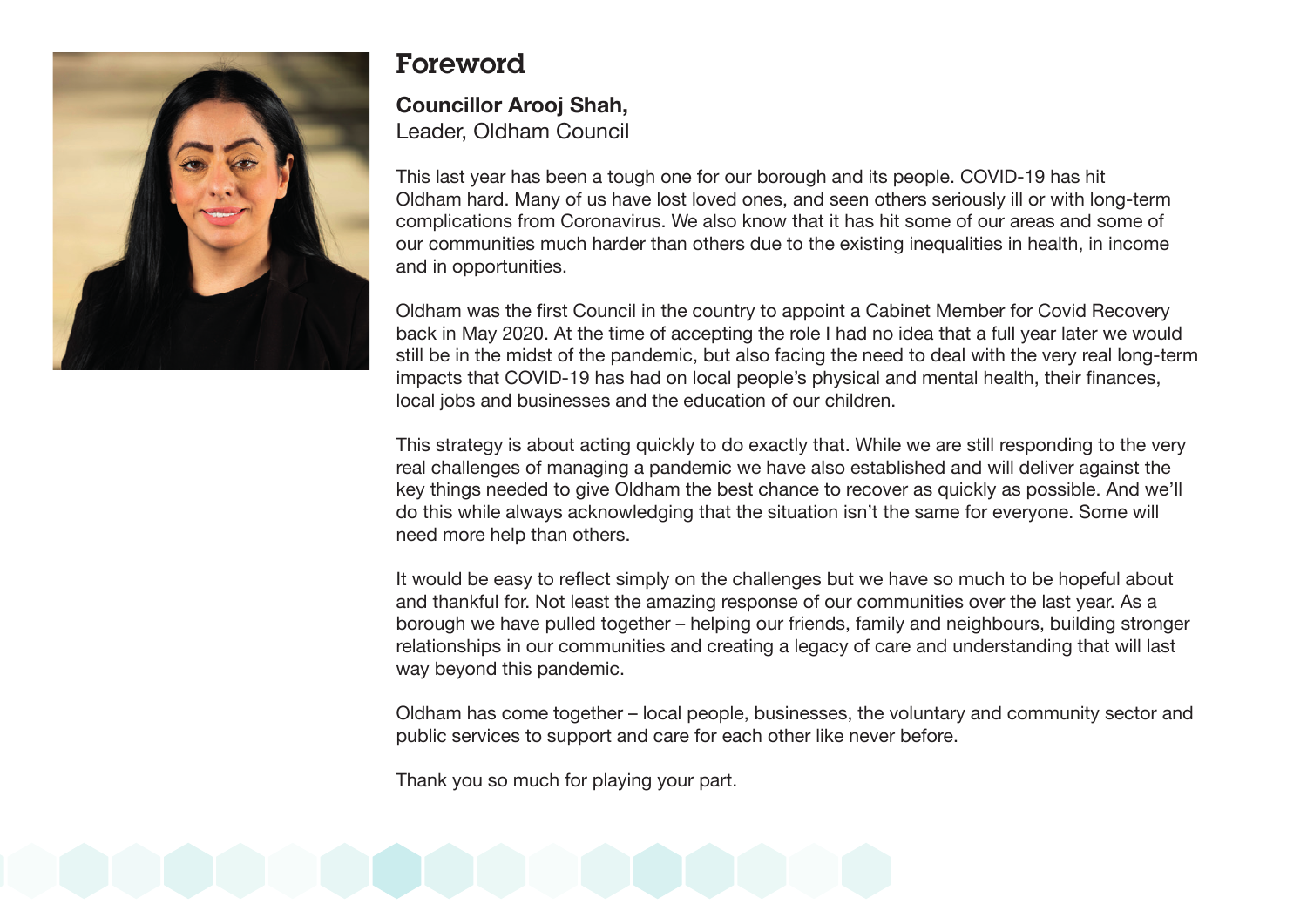# Foreword

**Councillor Arooj Shah,**
Leader, Oldham Council

This last year has been a tough one for our borough and its people. COVID-19 has hit Oldham hard. Many of us have lost loved ones, and seen others seriously ill or with long-term complications from Coronavirus. We also know that it has hit some of our areas and some of our communities much harder than others due to the existing inequalities in health, in income and in opportunities.

Oldham was the first Council in the country to appoint a Cabinet Member for Covid Recovery back in May 2020. At the time of accepting the role I had no idea that a full year later we would still be in the midst of the pandemic, but also facing the need to deal with the very real long-term impacts that COVID-19 has had on local people's physical and mental health, their finances, local jobs and businesses and the education of our children.

This strategy is about acting quickly to do exactly that. While we are still responding to the very real challenges of managing a pandemic we have also established and will deliver against the key things needed to give Oldham the best chance to recover as quickly as possible. And we'll do this while always acknowledging that the situation isn't the same for everyone. Some will need more help than others.

It would be easy to reflect simply on the challenges but we have so much to be hopeful about and thankful for. Not least the amazing response of our communities over the last year. As a borough we have pulled together – helping our friends, family and neighbours, building stronger relationships in our communities and creating a legacy of care and understanding that will last way beyond this pandemic.

Oldham has come together – local people, businesses, the voluntary and community sector and public services to support and care for each other like never before.

Thank you so much for playing your part.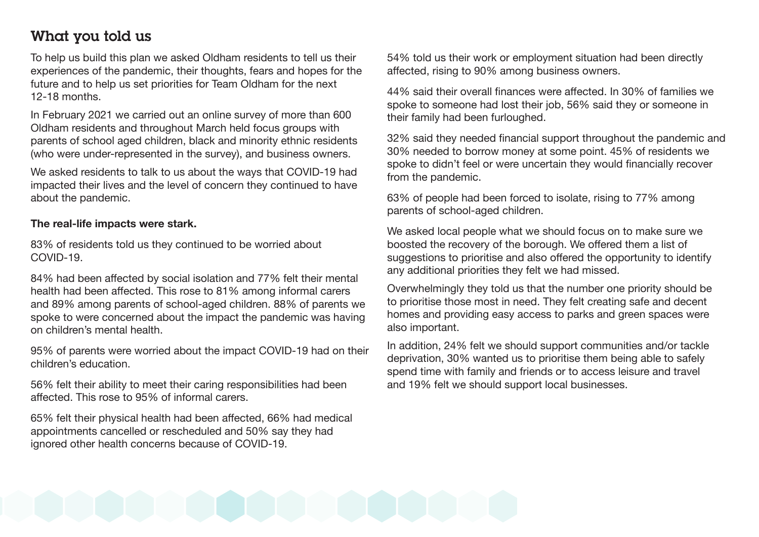## What you told us

To help us build this plan we asked Oldham residents to tell us their experiences of the pandemic, their thoughts, fears and hopes for the future and to help us set priorities for Team Oldham for the next 12-18 months.

In February 2021 we carried out an online survey of more than 600 Oldham residents and throughout March held focus groups with parents of school aged children, black and minority ethnic residents (who were under-represented in the survey), and business owners.

We asked residents to talk to us about the ways that COVID-19 had impacted their lives and the level of concern they continued to have about the pandemic.

**The real-life impacts were stark.**

83% of residents told us they continued to be worried about COVID-19.

84% had been affected by social isolation and 77% felt their mental health had been affected. This rose to 81% among informal carers and 89% among parents of school-aged children. 88% of parents we spoke to were concerned about the impact the pandemic was having on children's mental health.

95% of parents were worried about the impact COVID-19 had on their children's education.

56% felt their ability to meet their caring responsibilities had been affected. This rose to 95% of informal carers.

65% felt their physical health had been affected, 66% had medical appointments cancelled or rescheduled and 50% say they had ignored other health concerns because of COVID-19.

54% told us their work or employment situation had been directly affected, rising to 90% among business owners.

44% said their overall finances were affected. In 30% of families we spoke to someone had lost their job, 56% said they or someone in their family had been furloughed.

32% said they needed financial support throughout the pandemic and 30% needed to borrow money at some point. 45% of residents we spoke to didn't feel or were uncertain they would financially recover from the pandemic.

63% of people had been forced to isolate, rising to 77% among parents of school-aged children.

We asked local people what we should focus on to make sure we boosted the recovery of the borough. We offered them a list of suggestions to prioritise and also offered the opportunity to identify any additional priorities they felt we had missed.

Overwhelmingly they told us that the number one priority should be to prioritise those most in need. They felt creating safe and decent homes and providing easy access to parks and green spaces were also important.

In addition, 24% felt we should support communities and/or tackle deprivation, 30% wanted us to prioritise them being able to safely spend time with family and friends or to access leisure and travel and 19% felt we should support local businesses.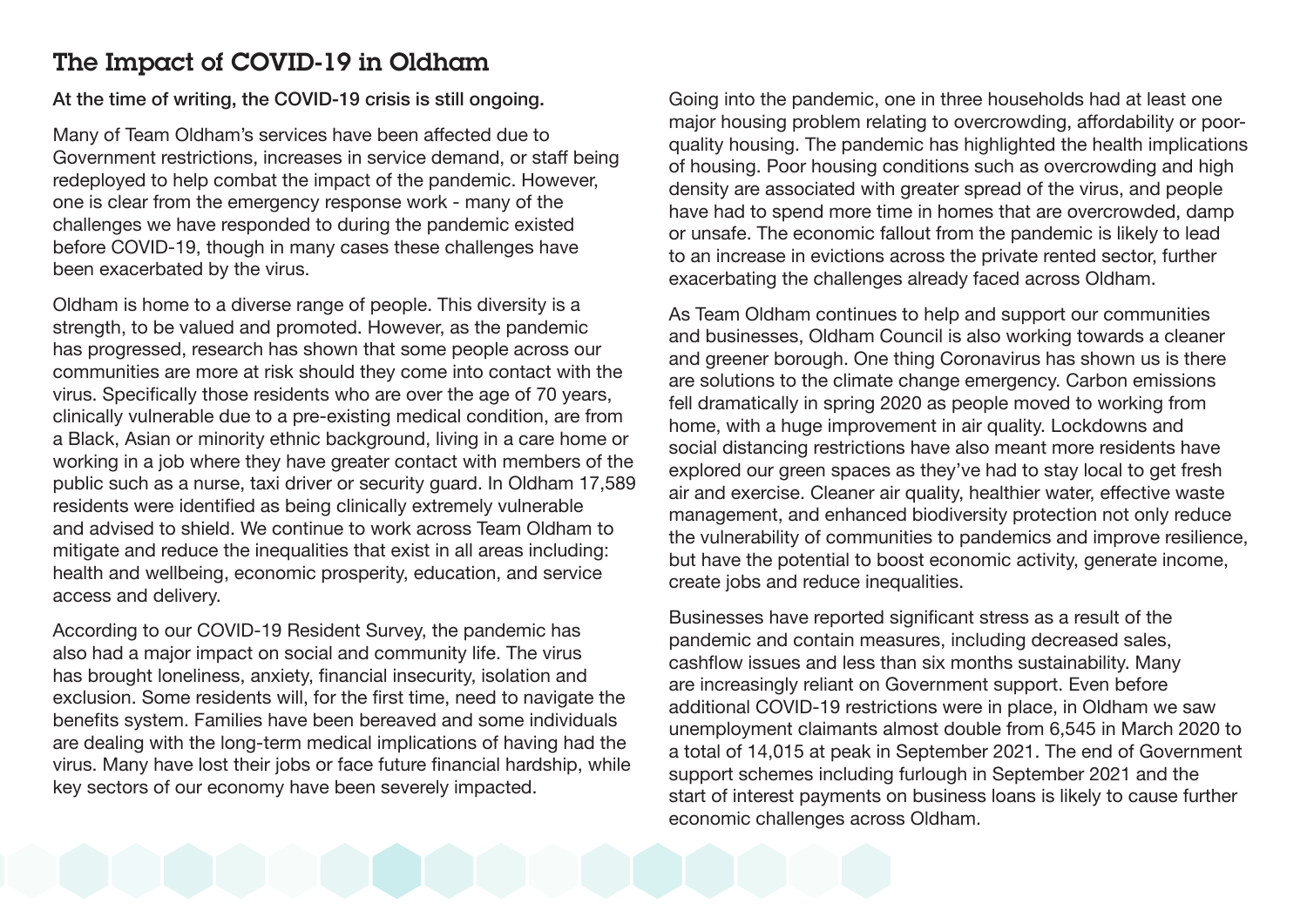## The Impact of COVID-19 in Oldham

**At the time of writing, the COVID-19 crisis is still ongoing.**

Many of Team Oldham's services have been affected due to Government restrictions, increases in service demand, or staff being redeployed to help combat the impact of the pandemic. However, one is clear from the emergency response work - many of the challenges we have responded to during the pandemic existed before COVID-19, though in many cases these challenges have been exacerbated by the virus.

Oldham is home to a diverse range of people. This diversity is a strength, to be valued and promoted. However, as the pandemic has progressed, research has shown that some people across our communities are more at risk should they come into contact with the virus. Specifically those residents who are over the age of 70 years, clinically vulnerable due to a pre-existing medical condition, are from a Black, Asian or minority ethnic background, living in a care home or working in a job where they have greater contact with members of the public such as a nurse, taxi driver or security guard. In Oldham 17,589 residents were identified as being clinically extremely vulnerable and advised to shield. We continue to work across Team Oldham to mitigate and reduce the inequalities that exist in all areas including: health and wellbeing, economic prosperity, education, and service access and delivery.

According to our COVID-19 Resident Survey, the pandemic has also had a major impact on social and community life. The virus has brought loneliness, anxiety, financial insecurity, isolation and exclusion. Some residents will, for the first time, need to navigate the benefits system. Families have been bereaved and some individuals are dealing with the long-term medical implications of having had the virus. Many have lost their jobs or face future financial hardship, while key sectors of our economy have been severely impacted.

Going into the pandemic, one in three households had at least one major housing problem relating to overcrowding, affordability or poor-quality housing. The pandemic has highlighted the health implications of housing. Poor housing conditions such as overcrowding and high density are associated with greater spread of the virus, and people have had to spend more time in homes that are overcrowded, damp or unsafe. The economic fallout from the pandemic is likely to lead to an increase in evictions across the private rented sector, further exacerbating the challenges already faced across Oldham.

As Team Oldham continues to help and support our communities and businesses, Oldham Council is also working towards a cleaner and greener borough. One thing Coronavirus has shown us is there are solutions to the climate change emergency. Carbon emissions fell dramatically in spring 2020 as people moved to working from home, with a huge improvement in air quality. Lockdowns and social distancing restrictions have also meant more residents have explored our green spaces as they've had to stay local to get fresh air and exercise. Cleaner air quality, healthier water, effective waste management, and enhanced biodiversity protection not only reduce the vulnerability of communities to pandemics and improve resilience, but have the potential to boost economic activity, generate income, create jobs and reduce inequalities.

Businesses have reported significant stress as a result of the pandemic and contain measures, including decreased sales, cashflow issues and less than six months sustainability. Many are increasingly reliant on Government support. Even before additional COVID-19 restrictions were in place, in Oldham we saw unemployment claimants almost double from 6,545 in March 2020 to a total of 14,015 at peak in September 2021. The end of Government support schemes including furlough in September 2021 and the start of interest payments on business loans is likely to cause further economic challenges across Oldham.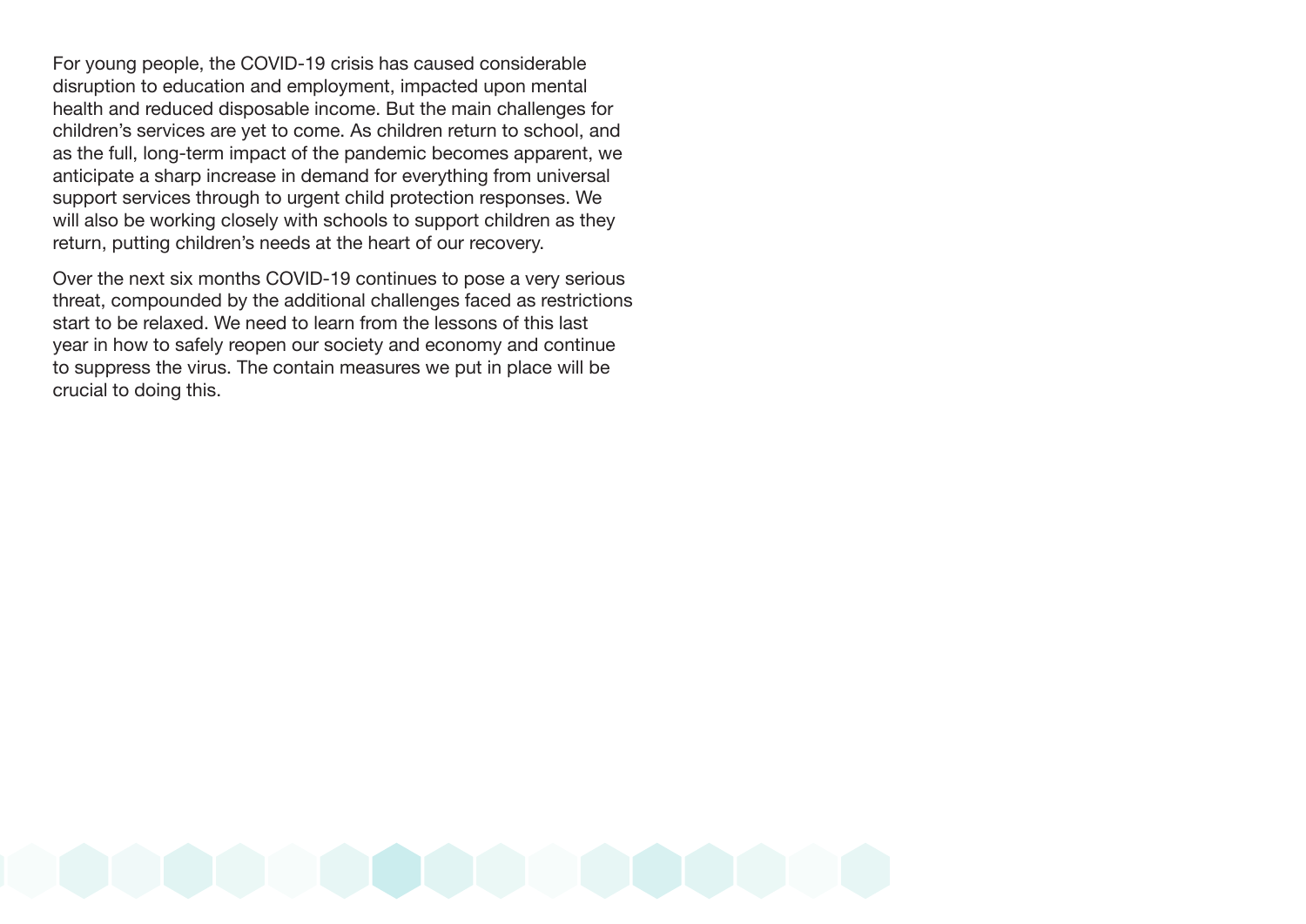For young people, the COVID-19 crisis has caused considerable disruption to education and employment, impacted upon mental health and reduced disposable income. But the main challenges for children's services are yet to come. As children return to school, and as the full, long-term impact of the pandemic becomes apparent, we anticipate a sharp increase in demand for everything from universal support services through to urgent child protection responses. We will also be working closely with schools to support children as they return, putting children's needs at the heart of our recovery.

Over the next six months COVID-19 continues to pose a very serious threat, compounded by the additional challenges faced as restrictions start to be relaxed. We need to learn from the lessons of this last year in how to safely reopen our society and economy and continue to suppress the virus. The contain measures we put in place will be crucial to doing this.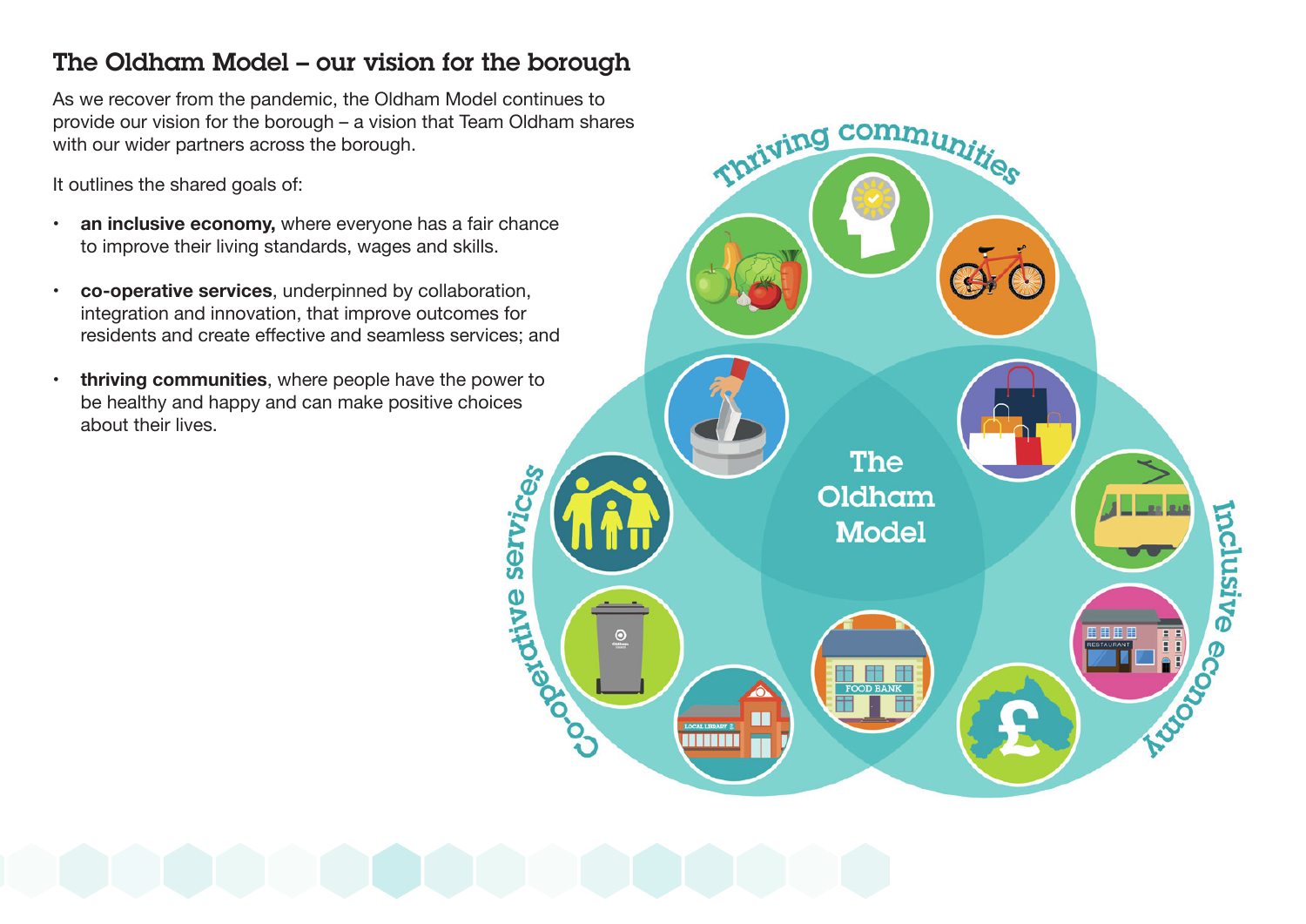## The Oldham Model – our vision for the borough

As we recover from the pandemic, the Oldham Model continues to provide our vision for the borough – a vision that Team Oldham shares with our wider partners across the borough.

It outlines the shared goals of:

- **an inclusive economy,** where everyone has a fair chance to improve their living standards, wages and skills.
- **co-operative services**, underpinned by collaboration, integration and innovation, that improve outcomes for residents and create effective and seamless services; and
- **thriving communities**, where people have the power to be healthy and happy and can make positive choices about their lives.

Thriving communities

Co-operative services

Inclusive economy

The Oldham Model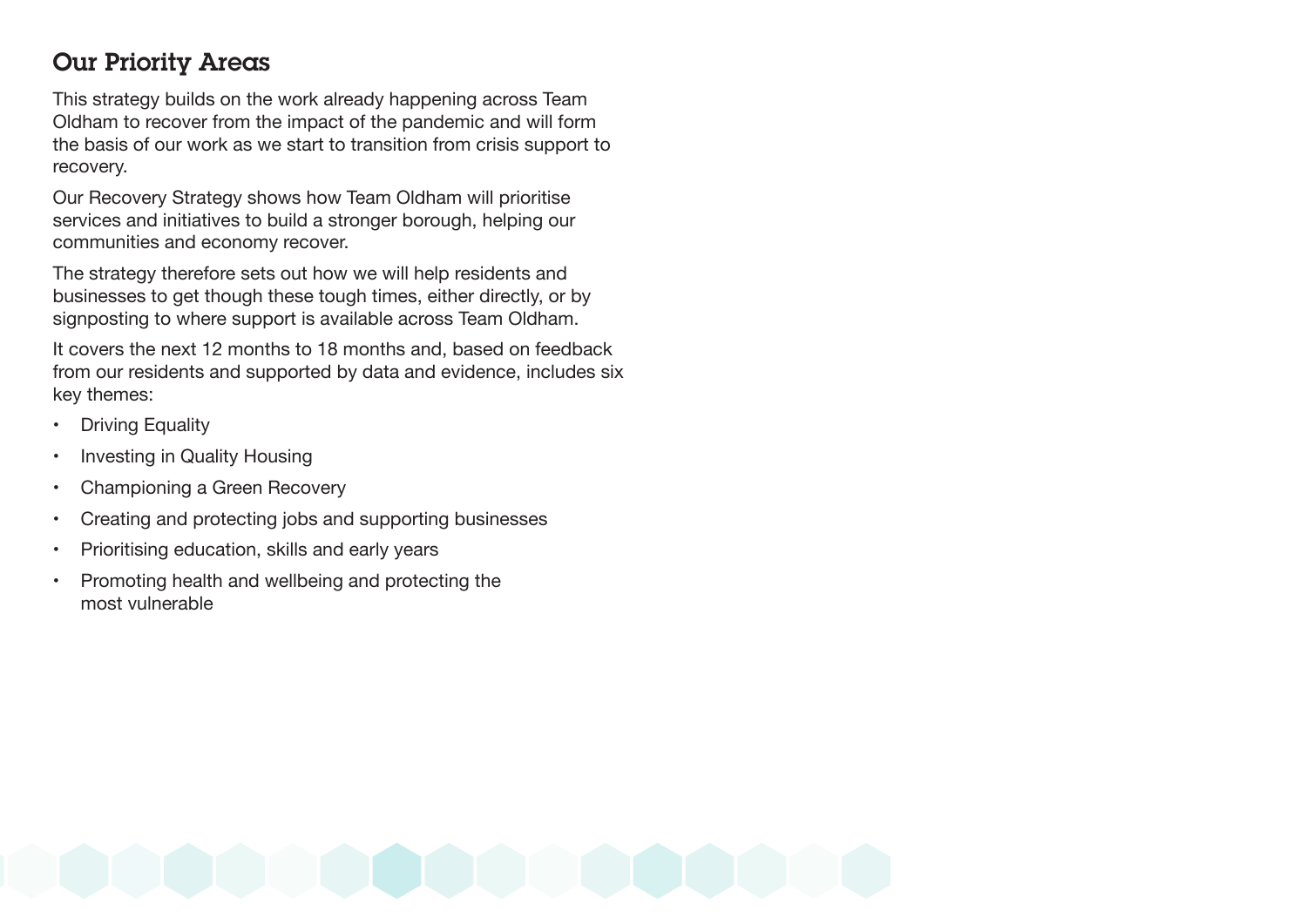## Our Priority Areas

This strategy builds on the work already happening across Team Oldham to recover from the impact of the pandemic and will form the basis of our work as we start to transition from crisis support to recovery.

Our Recovery Strategy shows how Team Oldham will prioritise services and initiatives to build a stronger borough, helping our communities and economy recover.

The strategy therefore sets out how we will help residents and businesses to get though these tough times, either directly, or by signposting to where support is available across Team Oldham.

It covers the next 12 months to 18 months and, based on feedback from our residents and supported by data and evidence, includes six key themes:

- Driving Equality
- Investing in Quality Housing
- Championing a Green Recovery
- Creating and protecting jobs and supporting businesses
- Prioritising education, skills and early years
- Promoting health and wellbeing and protecting the most vulnerable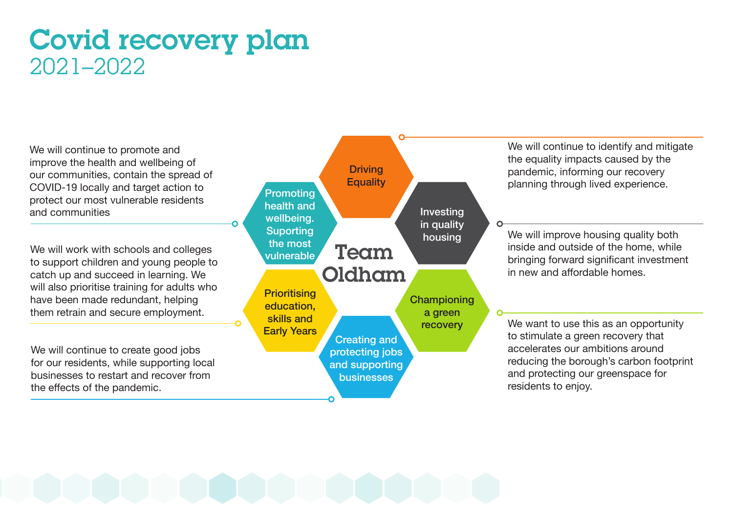# Covid recovery plan
## 2021–2022

**Team Oldham**

**Driving Equality**

We will continue to identify and mitigate the equality impacts caused by the pandemic, informing our recovery planning through lived experience.

**Investing in quality housing**

We will improve housing quality both inside and outside of the home, while bringing forward significant investment in new and affordable homes.

**Championing a green recovery**

We want to use this as an opportunity to stimulate a green recovery that accelerates our ambitions around reducing the borough's carbon footprint and protecting our greenspace for residents to enjoy.

**Creating and protecting jobs and supporting businesses**

We will continue to create good jobs for our residents, while supporting local businesses to restart and recover from the effects of the pandemic.

**Prioritising education, skills and Early Years**

We will work with schools and colleges to support children and young people to catch up and succeed in learning. We will also prioritise training for adults who have been made redundant, helping them retrain and secure employment.

**Promoting health and wellbeing. Suporting the most vulnerable**

We will continue to promote and improve the health and wellbeing of our communities, contain the spread of COVID-19 locally and target action to protect our most vulnerable residents and communities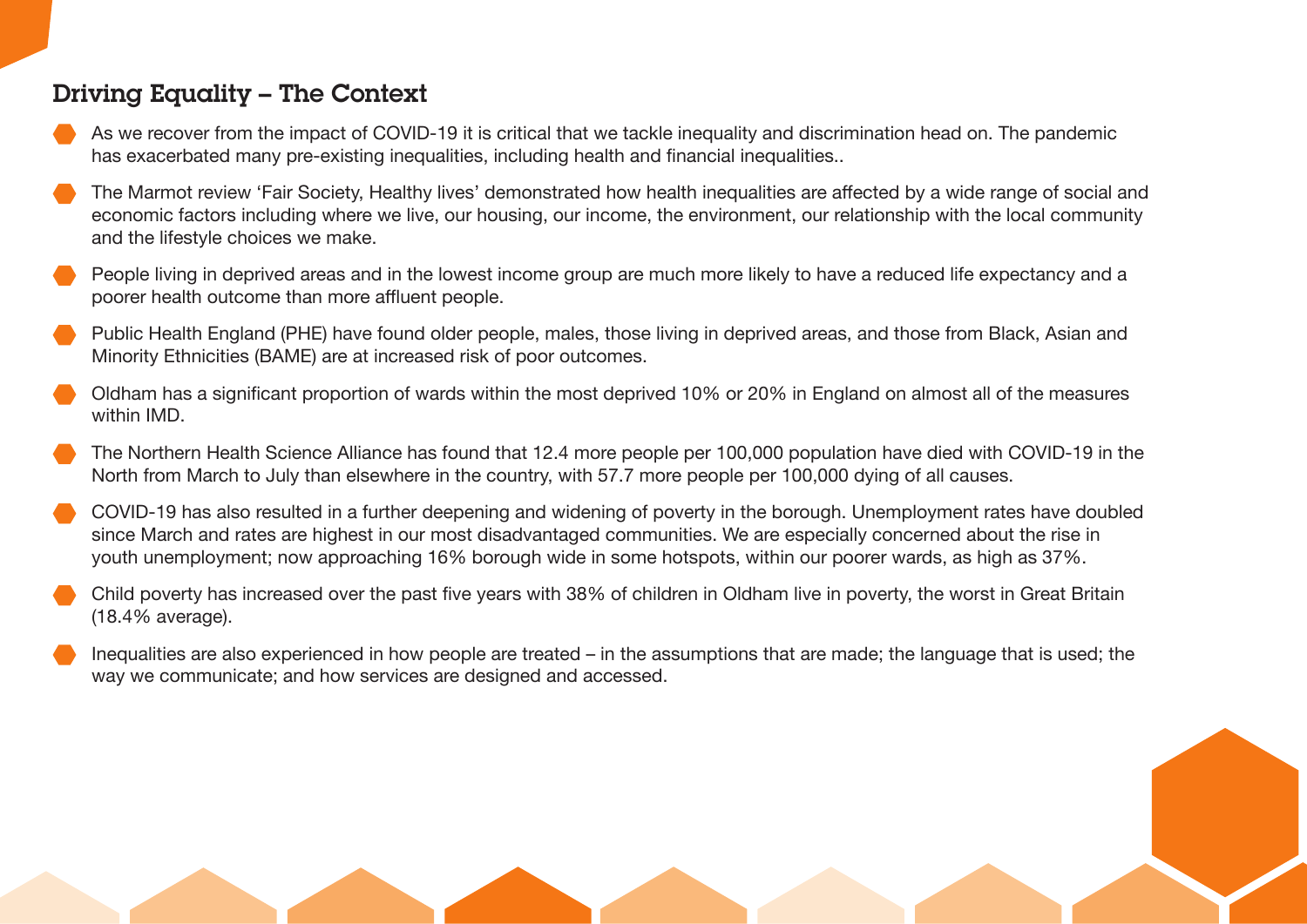## Driving Equality – The Context

- As we recover from the impact of COVID-19 it is critical that we tackle inequality and discrimination head on. The pandemic has exacerbated many pre-existing inequalities, including health and financial inequalities..
- The Marmot review 'Fair Society, Healthy lives' demonstrated how health inequalities are affected by a wide range of social and economic factors including where we live, our housing, our income, the environment, our relationship with the local community and the lifestyle choices we make.
- People living in deprived areas and in the lowest income group are much more likely to have a reduced life expectancy and a poorer health outcome than more affluent people.
- Public Health England (PHE) have found older people, males, those living in deprived areas, and those from Black, Asian and Minority Ethnicities (BAME) are at increased risk of poor outcomes.
- Oldham has a significant proportion of wards within the most deprived 10% or 20% in England on almost all of the measures within IMD.
- The Northern Health Science Alliance has found that 12.4 more people per 100,000 population have died with COVID-19 in the North from March to July than elsewhere in the country, with 57.7 more people per 100,000 dying of all causes.
- COVID-19 has also resulted in a further deepening and widening of poverty in the borough. Unemployment rates have doubled since March and rates are highest in our most disadvantaged communities. We are especially concerned about the rise in youth unemployment; now approaching 16% borough wide in some hotspots, within our poorer wards, as high as 37%.
- Child poverty has increased over the past five years with 38% of children in Oldham live in poverty, the worst in Great Britain (18.4% average).
- Inequalities are also experienced in how people are treated – in the assumptions that are made; the language that is used; the way we communicate; and how services are designed and accessed.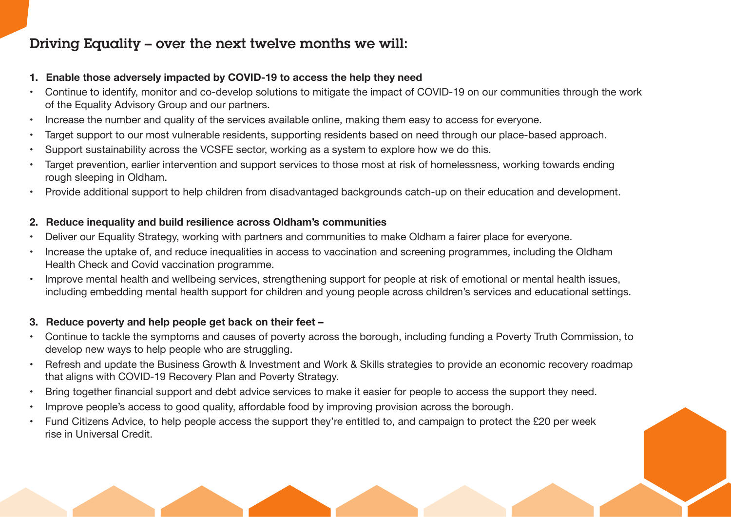## Driving Equality – over the next twelve months we will:

**1. Enable those adversely impacted by COVID-19 to access the help they need**

- Continue to identify, monitor and co-develop solutions to mitigate the impact of COVID-19 on our communities through the work of the Equality Advisory Group and our partners.
- Increase the number and quality of the services available online, making them easy to access for everyone.
- Target support to our most vulnerable residents, supporting residents based on need through our place-based approach.
- Support sustainability across the VCSFE sector, working as a system to explore how we do this.
- Target prevention, earlier intervention and support services to those most at risk of homelessness, working towards ending rough sleeping in Oldham.
- Provide additional support to help children from disadvantaged backgrounds catch-up on their education and development.

**2. Reduce inequality and build resilience across Oldham's communities**

- Deliver our Equality Strategy, working with partners and communities to make Oldham a fairer place for everyone.
- Increase the uptake of, and reduce inequalities in access to vaccination and screening programmes, including the Oldham Health Check and Covid vaccination programme.
- Improve mental health and wellbeing services, strengthening support for people at risk of emotional or mental health issues, including embedding mental health support for children and young people across children's services and educational settings.

**3. Reduce poverty and help people get back on their feet –**

- Continue to tackle the symptoms and causes of poverty across the borough, including funding a Poverty Truth Commission, to develop new ways to help people who are struggling.
- Refresh and update the Business Growth & Investment and Work & Skills strategies to provide an economic recovery roadmap that aligns with COVID-19 Recovery Plan and Poverty Strategy.
- Bring together financial support and debt advice services to make it easier for people to access the support they need.
- Improve people's access to good quality, affordable food by improving provision across the borough.
- Fund Citizens Advice, to help people access the support they're entitled to, and campaign to protect the £20 per week rise in Universal Credit.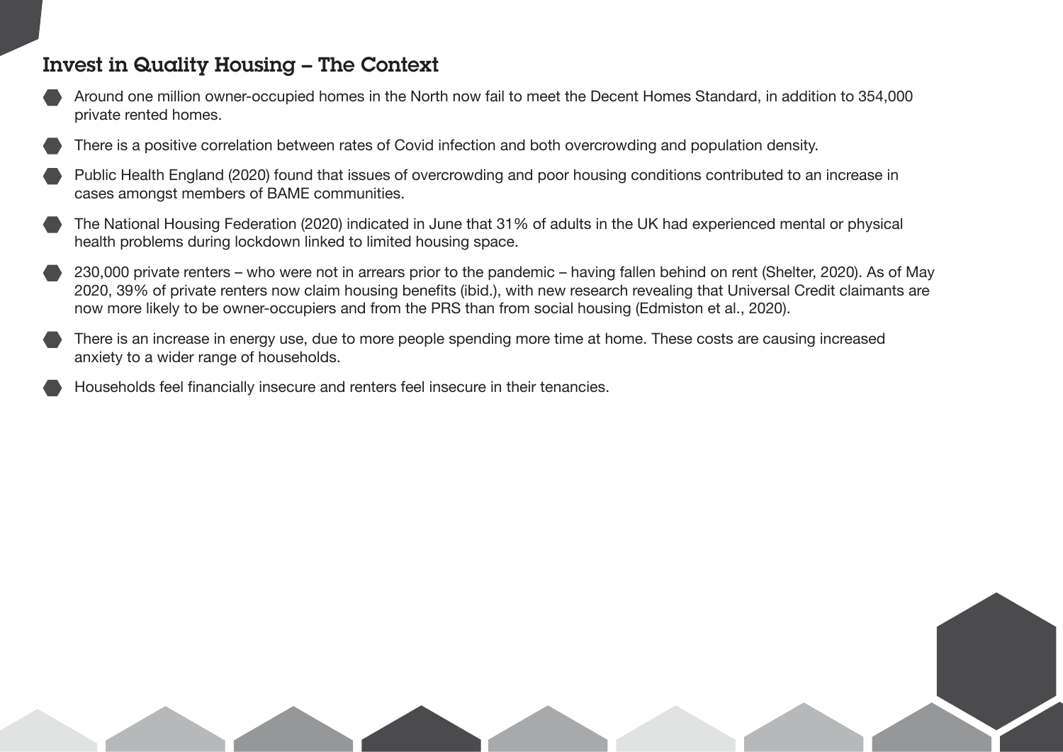## Invest in Quality Housing – The Context

- Around one million owner-occupied homes in the North now fail to meet the Decent Homes Standard, in addition to 354,000 private rented homes.
- There is a positive correlation between rates of Covid infection and both overcrowding and population density.
- Public Health England (2020) found that issues of overcrowding and poor housing conditions contributed to an increase in cases amongst members of BAME communities.
- The National Housing Federation (2020) indicated in June that 31% of adults in the UK had experienced mental or physical health problems during lockdown linked to limited housing space.
- 230,000 private renters – who were not in arrears prior to the pandemic – having fallen behind on rent (Shelter, 2020). As of May 2020, 39% of private renters now claim housing benefits (ibid.), with new research revealing that Universal Credit claimants are now more likely to be owner-occupiers and from the PRS than from social housing (Edmiston et al., 2020).
- There is an increase in energy use, due to more people spending more time at home. These costs are causing increased anxiety to a wider range of households.
- Households feel financially insecure and renters feel insecure in their tenancies.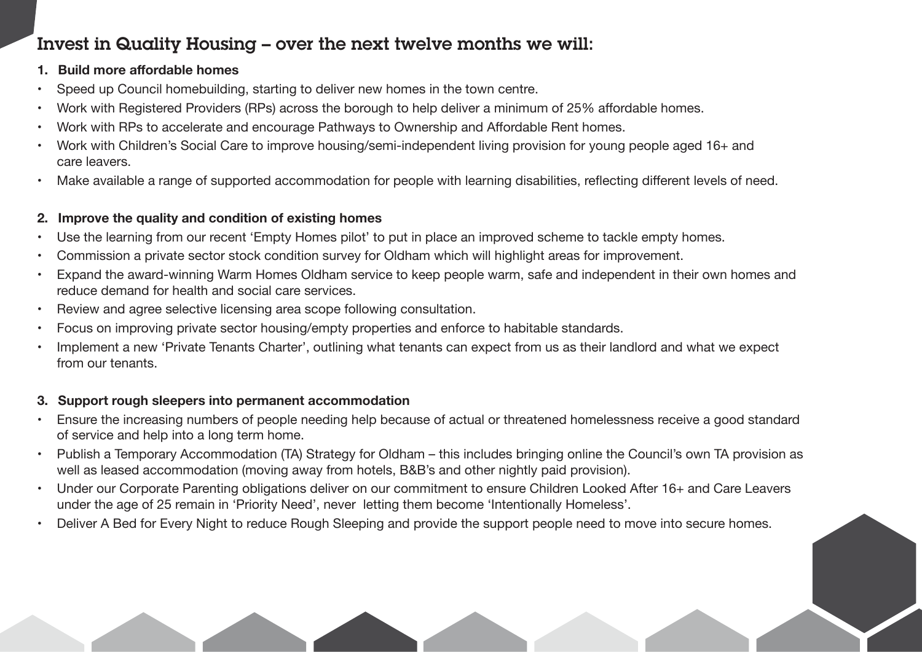## Invest in Quality Housing – over the next twelve months we will:

**1. Build more affordable homes**

- Speed up Council homebuilding, starting to deliver new homes in the town centre.
- Work with Registered Providers (RPs) across the borough to help deliver a minimum of 25% affordable homes.
- Work with RPs to accelerate and encourage Pathways to Ownership and Affordable Rent homes.
- Work with Children's Social Care to improve housing/semi-independent living provision for young people aged 16+ and care leavers.
- Make available a range of supported accommodation for people with learning disabilities, reflecting different levels of need.

**2. Improve the quality and condition of existing homes**

- Use the learning from our recent 'Empty Homes pilot' to put in place an improved scheme to tackle empty homes.
- Commission a private sector stock condition survey for Oldham which will highlight areas for improvement.
- Expand the award-winning Warm Homes Oldham service to keep people warm, safe and independent in their own homes and reduce demand for health and social care services.
- Review and agree selective licensing area scope following consultation.
- Focus on improving private sector housing/empty properties and enforce to habitable standards.
- Implement a new 'Private Tenants Charter', outlining what tenants can expect from us as their landlord and what we expect from our tenants.

**3. Support rough sleepers into permanent accommodation**

- Ensure the increasing numbers of people needing help because of actual or threatened homelessness receive a good standard of service and help into a long term home.
- Publish a Temporary Accommodation (TA) Strategy for Oldham – this includes bringing online the Council's own TA provision as well as leased accommodation (moving away from hotels, B&B's and other nightly paid provision).
- Under our Corporate Parenting obligations deliver on our commitment to ensure Children Looked After 16+ and Care Leavers under the age of 25 remain in 'Priority Need', never letting them become 'Intentionally Homeless'.
- Deliver A Bed for Every Night to reduce Rough Sleeping and provide the support people need to move into secure homes.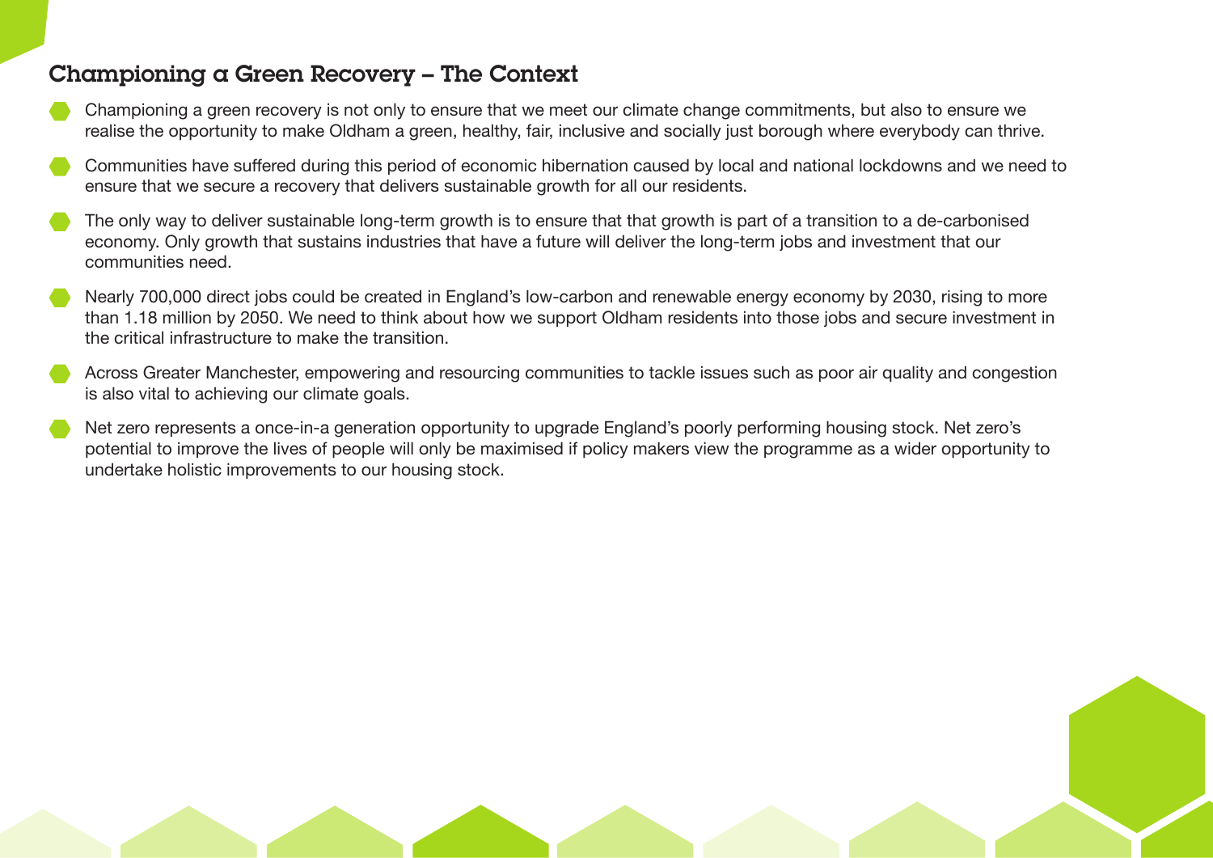## Championing a Green Recovery – The Context

- Championing a green recovery is not only to ensure that we meet our climate change commitments, but also to ensure we realise the opportunity to make Oldham a green, healthy, fair, inclusive and socially just borough where everybody can thrive.
- Communities have suffered during this period of economic hibernation caused by local and national lockdowns and we need to ensure that we secure a recovery that delivers sustainable growth for all our residents.
- The only way to deliver sustainable long-term growth is to ensure that that growth is part of a transition to a de-carbonised economy. Only growth that sustains industries that have a future will deliver the long-term jobs and investment that our communities need.
- Nearly 700,000 direct jobs could be created in England's low-carbon and renewable energy economy by 2030, rising to more than 1.18 million by 2050. We need to think about how we support Oldham residents into those jobs and secure investment in the critical infrastructure to make the transition.
- Across Greater Manchester, empowering and resourcing communities to tackle issues such as poor air quality and congestion is also vital to achieving our climate goals.
- Net zero represents a once-in-a generation opportunity to upgrade England's poorly performing housing stock. Net zero's potential to improve the lives of people will only be maximised if policy makers view the programme as a wider opportunity to undertake holistic improvements to our housing stock.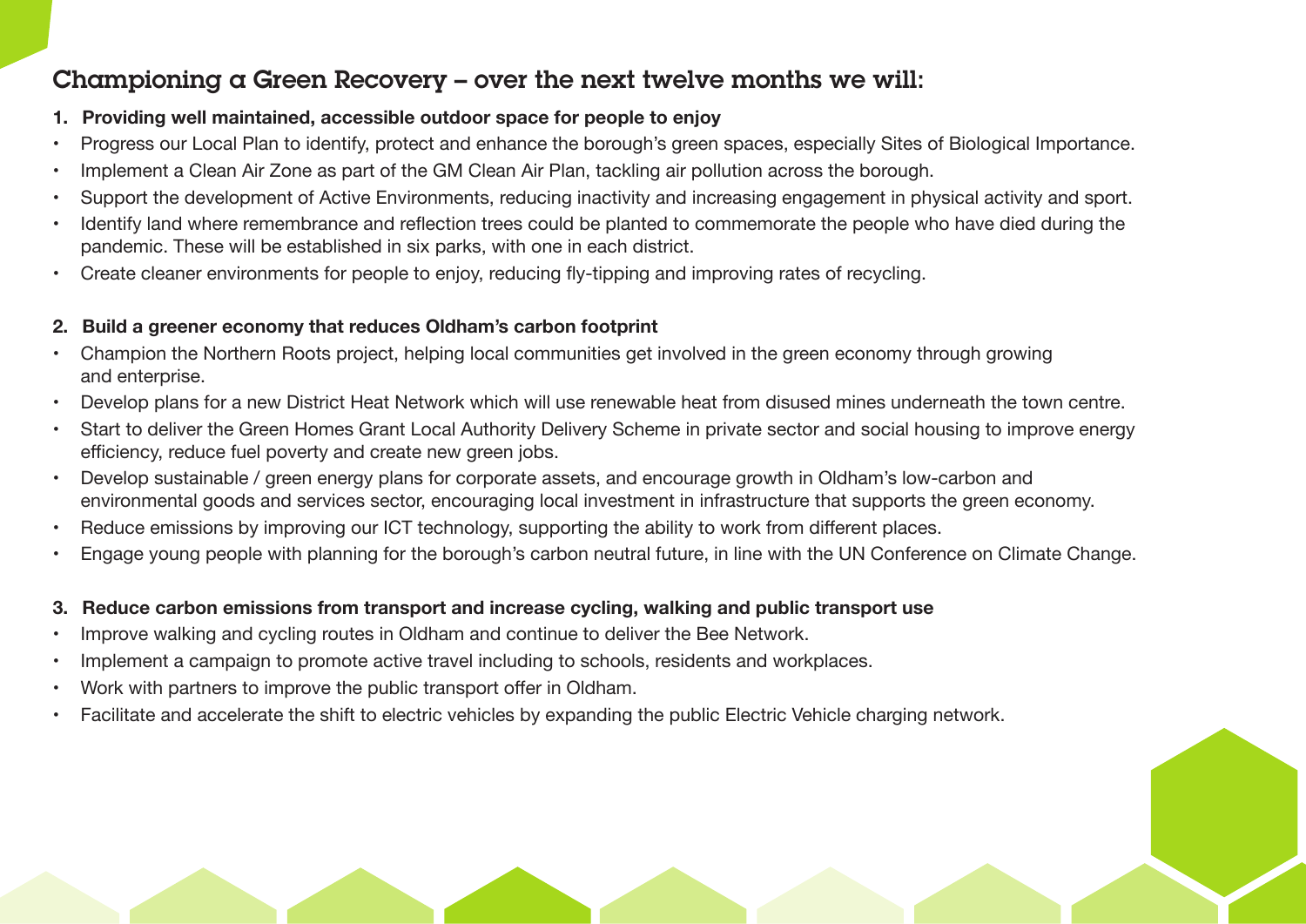## Championing a Green Recovery – over the next twelve months we will:

**1. Providing well maintained, accessible outdoor space for people to enjoy**

- Progress our Local Plan to identify, protect and enhance the borough's green spaces, especially Sites of Biological Importance.
- Implement a Clean Air Zone as part of the GM Clean Air Plan, tackling air pollution across the borough.
- Support the development of Active Environments, reducing inactivity and increasing engagement in physical activity and sport.
- Identify land where remembrance and reflection trees could be planted to commemorate the people who have died during the pandemic. These will be established in six parks, with one in each district.
- Create cleaner environments for people to enjoy, reducing fly-tipping and improving rates of recycling.

**2. Build a greener economy that reduces Oldham's carbon footprint**

- Champion the Northern Roots project, helping local communities get involved in the green economy through growing and enterprise.
- Develop plans for a new District Heat Network which will use renewable heat from disused mines underneath the town centre.
- Start to deliver the Green Homes Grant Local Authority Delivery Scheme in private sector and social housing to improve energy efficiency, reduce fuel poverty and create new green jobs.
- Develop sustainable / green energy plans for corporate assets, and encourage growth in Oldham's low-carbon and environmental goods and services sector, encouraging local investment in infrastructure that supports the green economy.
- Reduce emissions by improving our ICT technology, supporting the ability to work from different places.
- Engage young people with planning for the borough's carbon neutral future, in line with the UN Conference on Climate Change.

**3. Reduce carbon emissions from transport and increase cycling, walking and public transport use**

- Improve walking and cycling routes in Oldham and continue to deliver the Bee Network.
- Implement a campaign to promote active travel including to schools, residents and workplaces.
- Work with partners to improve the public transport offer in Oldham.
- Facilitate and accelerate the shift to electric vehicles by expanding the public Electric Vehicle charging network.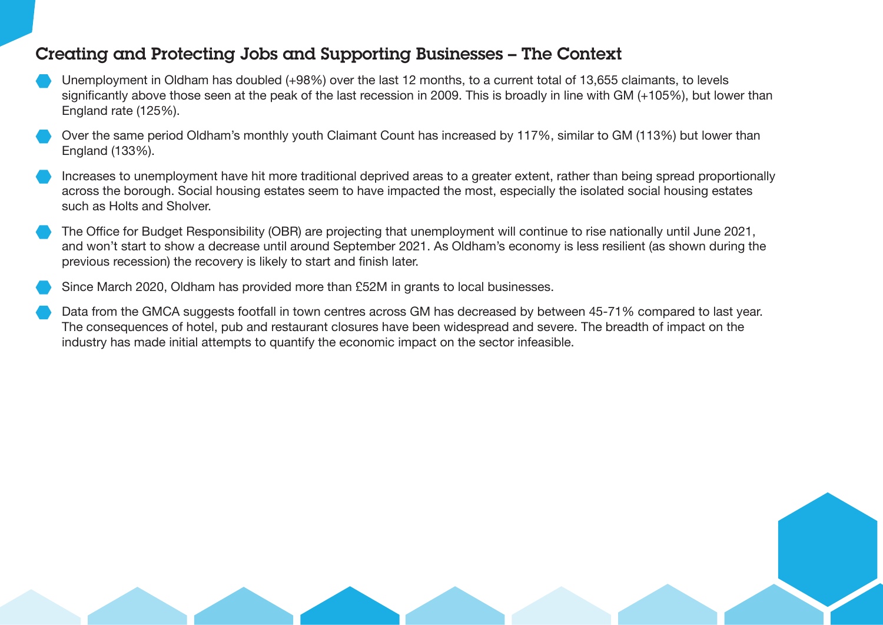## Creating and Protecting Jobs and Supporting Businesses – The Context

- Unemployment in Oldham has doubled (+98%) over the last 12 months, to a current total of 13,655 claimants, to levels significantly above those seen at the peak of the last recession in 2009. This is broadly in line with GM (+105%), but lower than England rate (125%).
- Over the same period Oldham's monthly youth Claimant Count has increased by 117%, similar to GM (113%) but lower than England (133%).
- Increases to unemployment have hit more traditional deprived areas to a greater extent, rather than being spread proportionally across the borough. Social housing estates seem to have impacted the most, especially the isolated social housing estates such as Holts and Sholver.
- The Office for Budget Responsibility (OBR) are projecting that unemployment will continue to rise nationally until June 2021, and won't start to show a decrease until around September 2021. As Oldham's economy is less resilient (as shown during the previous recession) the recovery is likely to start and finish later.
- Since March 2020, Oldham has provided more than £52M in grants to local businesses.
- Data from the GMCA suggests footfall in town centres across GM has decreased by between 45-71% compared to last year. The consequences of hotel, pub and restaurant closures have been widespread and severe. The breadth of impact on the industry has made initial attempts to quantify the economic impact on the sector infeasible.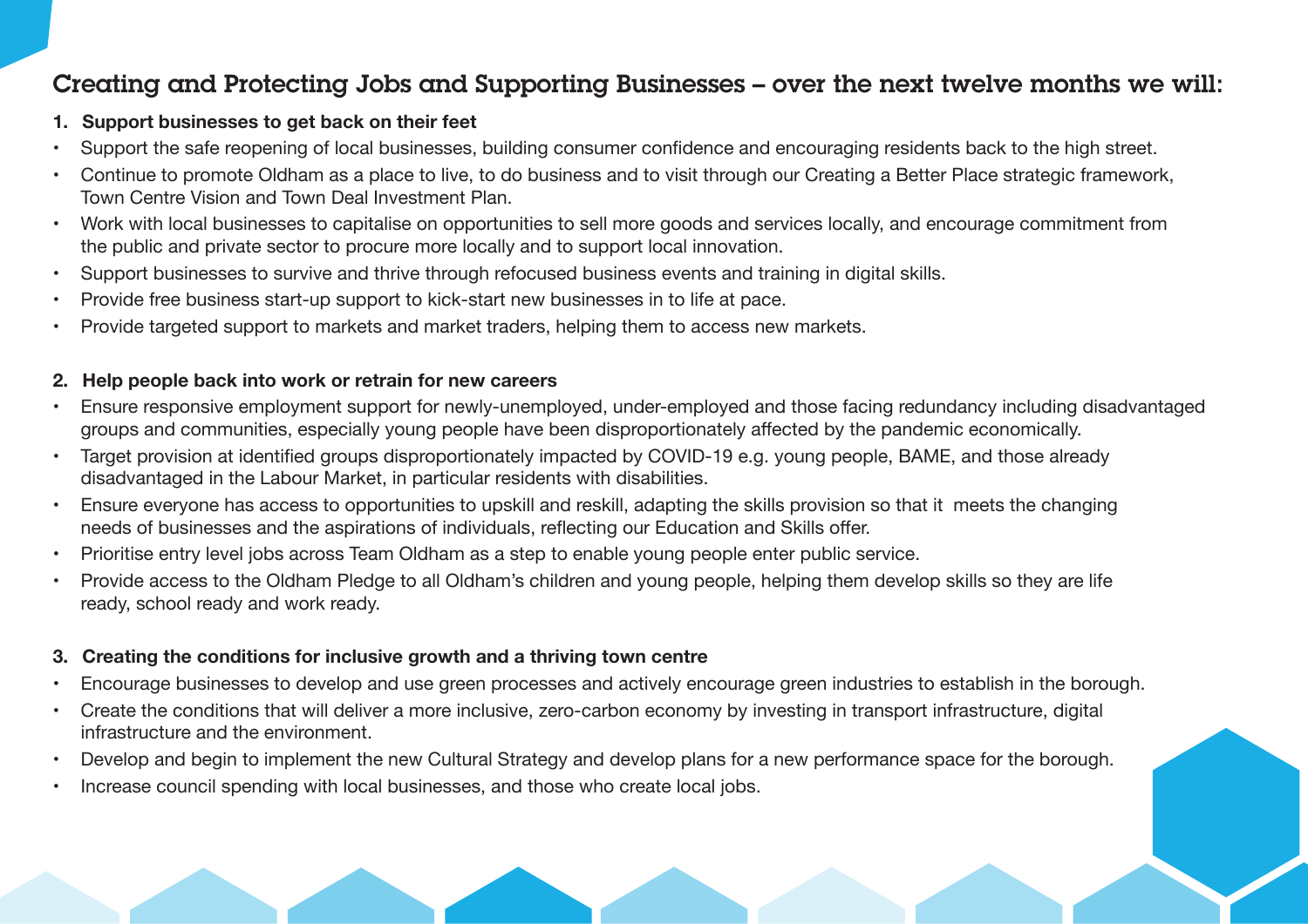## Creating and Protecting Jobs and Supporting Businesses – over the next twelve months we will:

**1. Support businesses to get back on their feet**

- Support the safe reopening of local businesses, building consumer confidence and encouraging residents back to the high street.
- Continue to promote Oldham as a place to live, to do business and to visit through our Creating a Better Place strategic framework, Town Centre Vision and Town Deal Investment Plan.
- Work with local businesses to capitalise on opportunities to sell more goods and services locally, and encourage commitment from the public and private sector to procure more locally and to support local innovation.
- Support businesses to survive and thrive through refocused business events and training in digital skills.
- Provide free business start-up support to kick-start new businesses in to life at pace.
- Provide targeted support to markets and market traders, helping them to access new markets.

**2. Help people back into work or retrain for new careers**

- Ensure responsive employment support for newly-unemployed, under-employed and those facing redundancy including disadvantaged groups and communities, especially young people have been disproportionately affected by the pandemic economically.
- Target provision at identified groups disproportionately impacted by COVID-19 e.g. young people, BAME, and those already disadvantaged in the Labour Market, in particular residents with disabilities.
- Ensure everyone has access to opportunities to upskill and reskill, adapting the skills provision so that it meets the changing needs of businesses and the aspirations of individuals, reflecting our Education and Skills offer.
- Prioritise entry level jobs across Team Oldham as a step to enable young people enter public service.
- Provide access to the Oldham Pledge to all Oldham's children and young people, helping them develop skills so they are life ready, school ready and work ready.

**3. Creating the conditions for inclusive growth and a thriving town centre**

- Encourage businesses to develop and use green processes and actively encourage green industries to establish in the borough.
- Create the conditions that will deliver a more inclusive, zero-carbon economy by investing in transport infrastructure, digital infrastructure and the environment.
- Develop and begin to implement the new Cultural Strategy and develop plans for a new performance space for the borough.
- Increase council spending with local businesses, and those who create local jobs.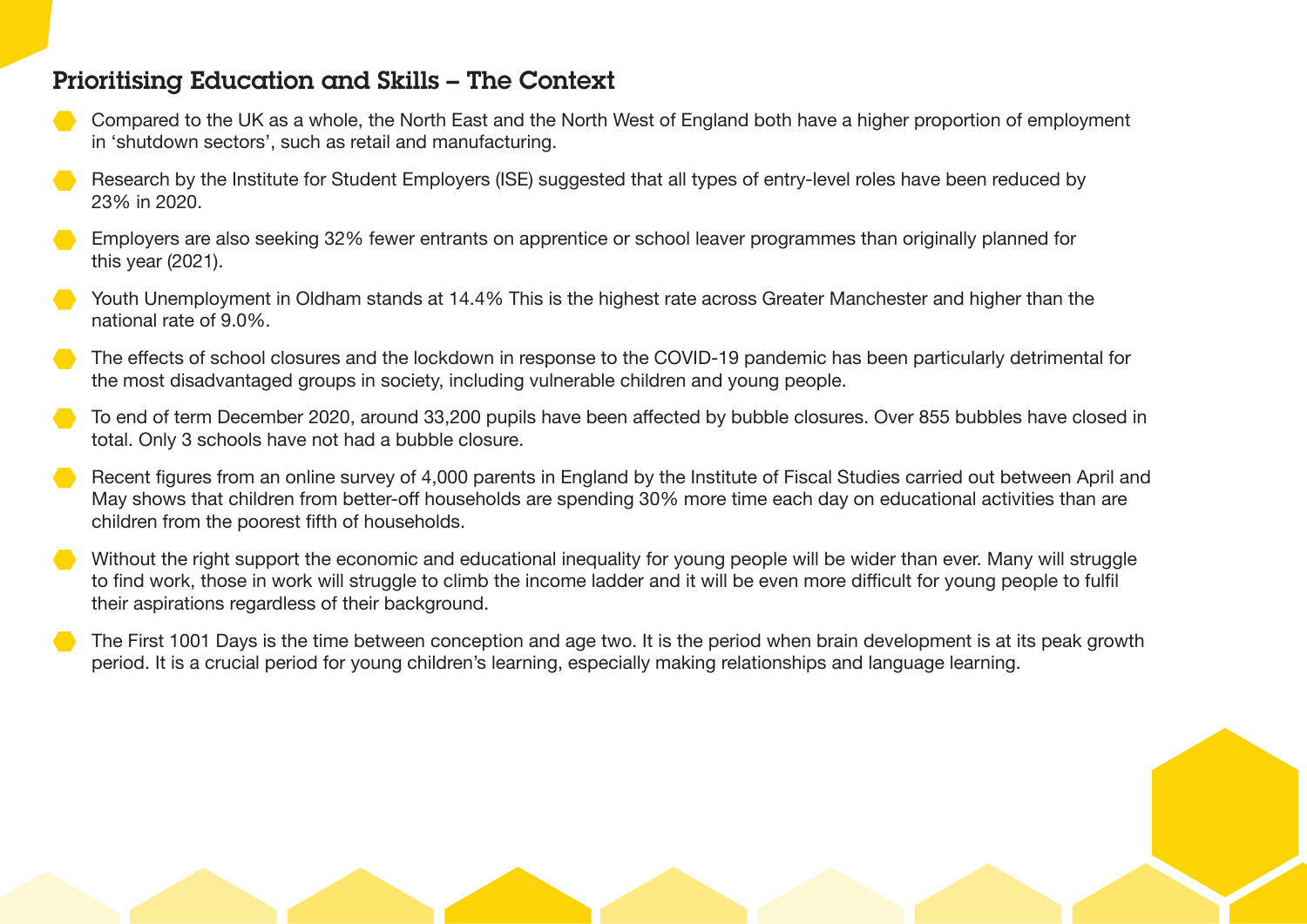## Prioritising Education and Skills – The Context

- Compared to the UK as a whole, the North East and the North West of England both have a higher proportion of employment in 'shutdown sectors', such as retail and manufacturing.
- Research by the Institute for Student Employers (ISE) suggested that all types of entry-level roles have been reduced by 23% in 2020.
- Employers are also seeking 32% fewer entrants on apprentice or school leaver programmes than originally planned for this year (2021).
- Youth Unemployment in Oldham stands at 14.4% This is the highest rate across Greater Manchester and higher than the national rate of 9.0%.
- The effects of school closures and the lockdown in response to the COVID-19 pandemic has been particularly detrimental for the most disadvantaged groups in society, including vulnerable children and young people.
- To end of term December 2020, around 33,200 pupils have been affected by bubble closures. Over 855 bubbles have closed in total. Only 3 schools have not had a bubble closure.
- Recent figures from an online survey of 4,000 parents in England by the Institute of Fiscal Studies carried out between April and May shows that children from better-off households are spending 30% more time each day on educational activities than are children from the poorest fifth of households.
- Without the right support the economic and educational inequality for young people will be wider than ever. Many will struggle to find work, those in work will struggle to climb the income ladder and it will be even more difficult for young people to fulfil their aspirations regardless of their background.
- The First 1001 Days is the time between conception and age two. It is the period when brain development is at its peak growth period. It is a crucial period for young children's learning, especially making relationships and language learning.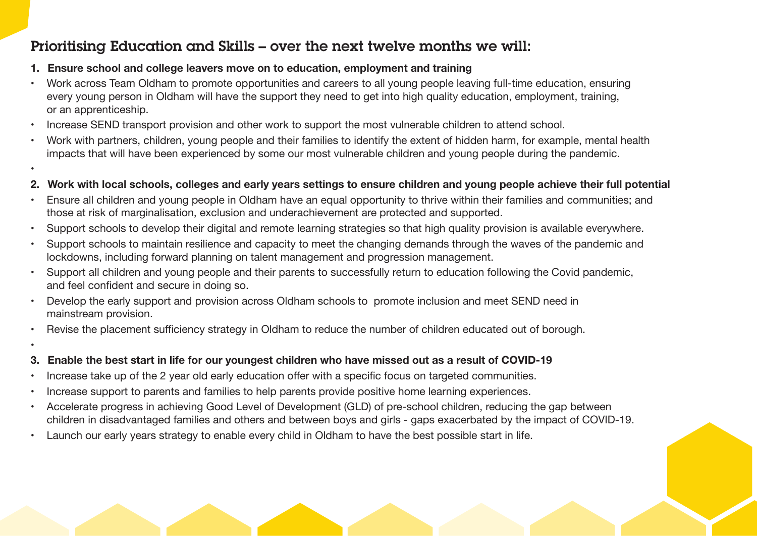## Prioritising Education and Skills – over the next twelve months we will:

**1. Ensure school and college leavers move on to education, employment and training**

- Work across Team Oldham to promote opportunities and careers to all young people leaving full-time education, ensuring every young person in Oldham will have the support they need to get into high quality education, employment, training, or an apprenticeship.
- Increase SEND transport provision and other work to support the most vulnerable children to attend school.
- Work with partners, children, young people and their families to identify the extent of hidden harm, for example, mental health impacts that will have been experienced by some our most vulnerable children and young people during the pandemic.

**2. Work with local schools, colleges and early years settings to ensure children and young people achieve their full potential**

- Ensure all children and young people in Oldham have an equal opportunity to thrive within their families and communities; and those at risk of marginalisation, exclusion and underachievement are protected and supported.
- Support schools to develop their digital and remote learning strategies so that high quality provision is available everywhere.
- Support schools to maintain resilience and capacity to meet the changing demands through the waves of the pandemic and lockdowns, including forward planning on talent management and progression management.
- Support all children and young people and their parents to successfully return to education following the Covid pandemic, and feel confident and secure in doing so.
- Develop the early support and provision across Oldham schools to promote inclusion and meet SEND need in mainstream provision.
- Revise the placement sufficiency strategy in Oldham to reduce the number of children educated out of borough.

**3. Enable the best start in life for our youngest children who have missed out as a result of COVID-19**

- Increase take up of the 2 year old early education offer with a specific focus on targeted communities.
- Increase support to parents and families to help parents provide positive home learning experiences.
- Accelerate progress in achieving Good Level of Development (GLD) of pre-school children, reducing the gap between children in disadvantaged families and others and between boys and girls - gaps exacerbated by the impact of COVID-19.
- Launch our early years strategy to enable every child in Oldham to have the best possible start in life.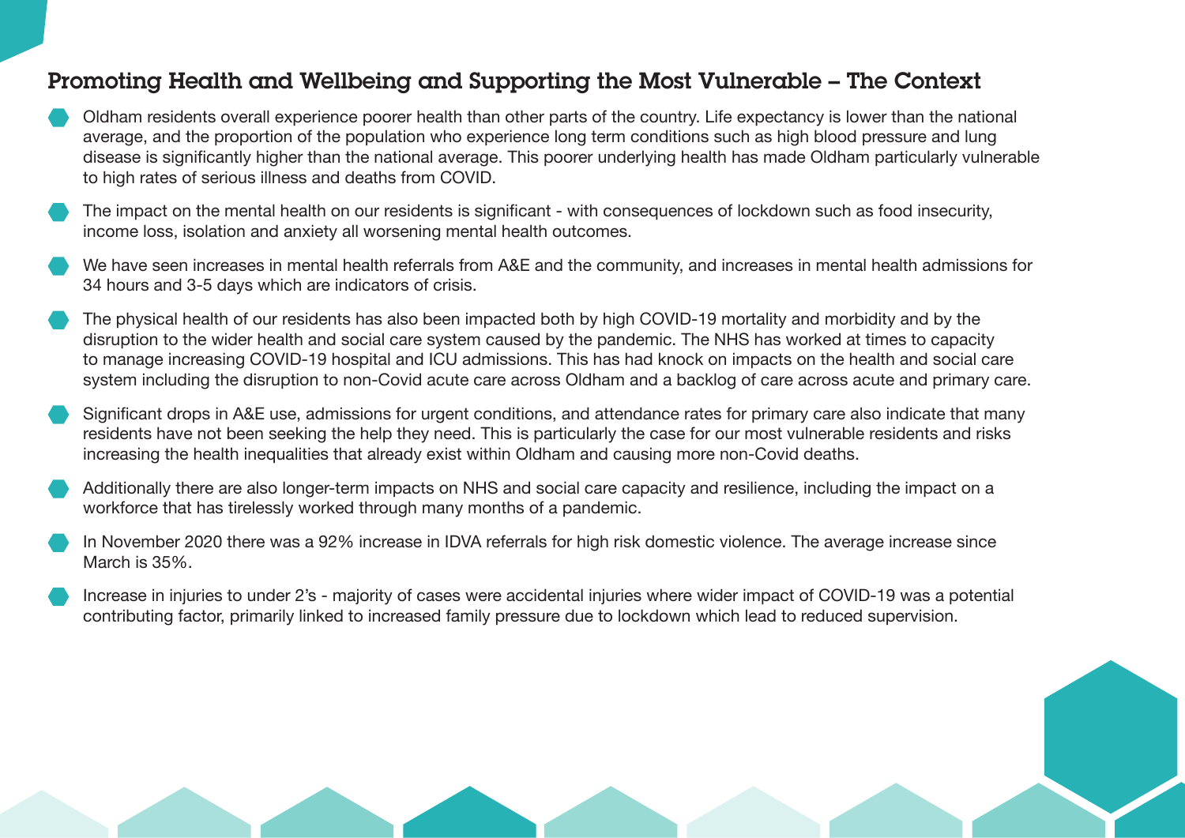## Promoting Health and Wellbeing and Supporting the Most Vulnerable – The Context

- Oldham residents overall experience poorer health than other parts of the country. Life expectancy is lower than the national average, and the proportion of the population who experience long term conditions such as high blood pressure and lung disease is significantly higher than the national average. This poorer underlying health has made Oldham particularly vulnerable to high rates of serious illness and deaths from COVID.
- The impact on the mental health on our residents is significant - with consequences of lockdown such as food insecurity, income loss, isolation and anxiety all worsening mental health outcomes.
- We have seen increases in mental health referrals from A&E and the community, and increases in mental health admissions for 34 hours and 3-5 days which are indicators of crisis.
- The physical health of our residents has also been impacted both by high COVID-19 mortality and morbidity and by the disruption to the wider health and social care system caused by the pandemic. The NHS has worked at times to capacity to manage increasing COVID-19 hospital and ICU admissions. This has had knock on impacts on the health and social care system including the disruption to non-Covid acute care across Oldham and a backlog of care across acute and primary care.
- Significant drops in A&E use, admissions for urgent conditions, and attendance rates for primary care also indicate that many residents have not been seeking the help they need. This is particularly the case for our most vulnerable residents and risks increasing the health inequalities that already exist within Oldham and causing more non-Covid deaths.
- Additionally there are also longer-term impacts on NHS and social care capacity and resilience, including the impact on a workforce that has tirelessly worked through many months of a pandemic.
- In November 2020 there was a 92% increase in IDVA referrals for high risk domestic violence. The average increase since March is 35%.
- Increase in injuries to under 2's - majority of cases were accidental injuries where wider impact of COVID-19 was a potential contributing factor, primarily linked to increased family pressure due to lockdown which lead to reduced supervision.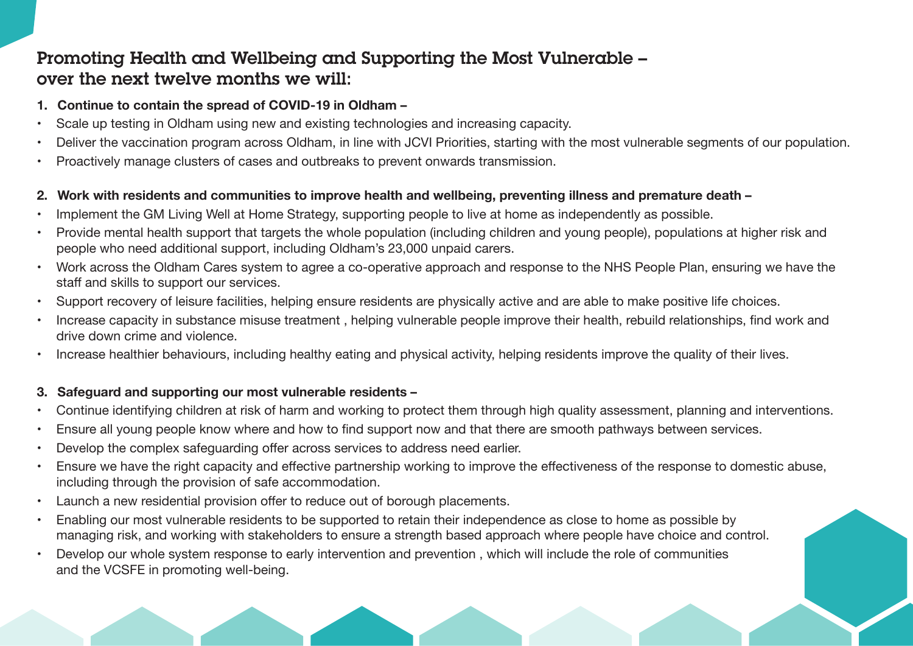## Promoting Health and Wellbeing and Supporting the Most Vulnerable – over the next twelve months we will:

**1. Continue to contain the spread of COVID-19 in Oldham –**

- Scale up testing in Oldham using new and existing technologies and increasing capacity.
- Deliver the vaccination program across Oldham, in line with JCVI Priorities, starting with the most vulnerable segments of our population.
- Proactively manage clusters of cases and outbreaks to prevent onwards transmission.

**2. Work with residents and communities to improve health and wellbeing, preventing illness and premature death –**

- Implement the GM Living Well at Home Strategy, supporting people to live at home as independently as possible.
- Provide mental health support that targets the whole population (including children and young people), populations at higher risk and people who need additional support, including Oldham's 23,000 unpaid carers.
- Work across the Oldham Cares system to agree a co-operative approach and response to the NHS People Plan, ensuring we have the staff and skills to support our services.
- Support recovery of leisure facilities, helping ensure residents are physically active and are able to make positive life choices.
- Increase capacity in substance misuse treatment , helping vulnerable people improve their health, rebuild relationships, find work and drive down crime and violence.
- Increase healthier behaviours, including healthy eating and physical activity, helping residents improve the quality of their lives.

**3. Safeguard and supporting our most vulnerable residents –**

- Continue identifying children at risk of harm and working to protect them through high quality assessment, planning and interventions.
- Ensure all young people know where and how to find support now and that there are smooth pathways between services.
- Develop the complex safeguarding offer across services to address need earlier.
- Ensure we have the right capacity and effective partnership working to improve the effectiveness of the response to domestic abuse, including through the provision of safe accommodation.
- Launch a new residential provision offer to reduce out of borough placements.
- Enabling our most vulnerable residents to be supported to retain their independence as close to home as possible by managing risk, and working with stakeholders to ensure a strength based approach where people have choice and control.
- Develop our whole system response to early intervention and prevention , which will include the role of communities and the VCSFE in promoting well-being.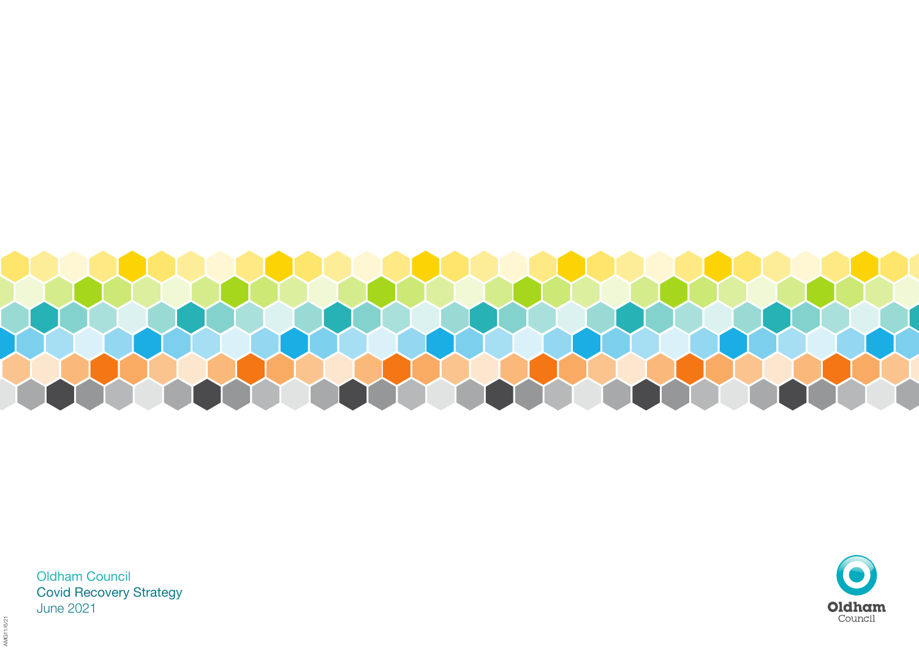Oldham Council

Covid Recovery Strategy

June 2021

Oldham Council

AMG31/6/21